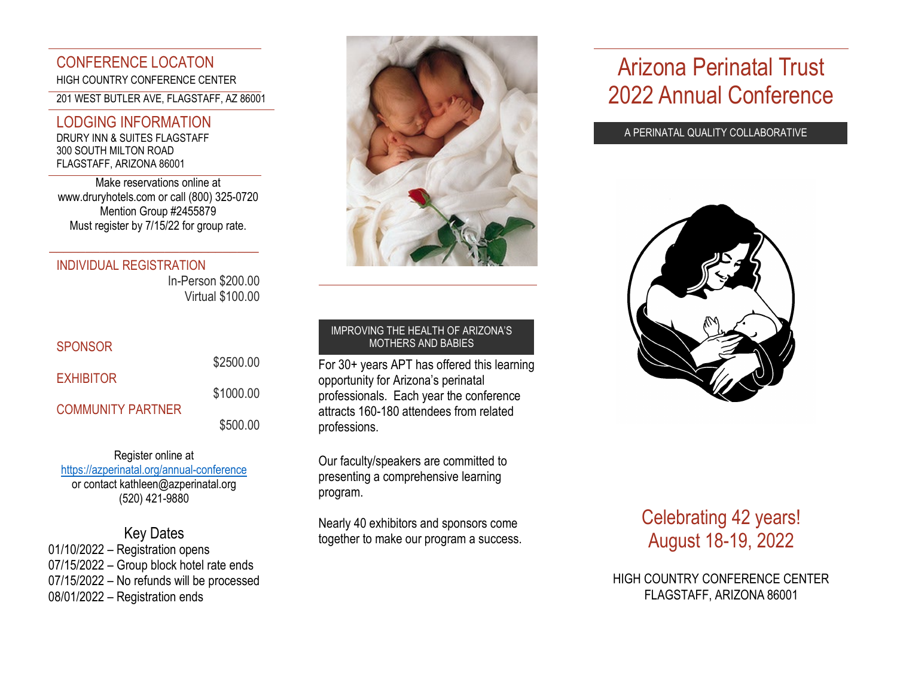## CONFERENCE LOCATON

HIGH COUNTRY CONFERENCE CENTER

201 WEST BUTLER AVE, FLAGSTAFF, AZ 86001

## LODGING INFORMATION

DRURY INN & SUITES FLAGSTAFF
300 SOUTH MILTON ROAD
FLAGSTAFF, ARIZONA 86001

Make reservations online at
www.druryhotels.com or call (800) 325-0720
Mention Group #2455879
Must register by 7/15/22 for group rate.

## INDIVIDUAL REGISTRATION

In-Person $200.00
Virtual $100.00

| | |
|---|---|
| SPONSOR | $2500.00 |
| EXHIBITOR | $1000.00 |
| COMMUNITY PARTNER | $500.00 |

Register online at
https://azperinatal.org/annual-conference
or contact kathleen@azperinatal.org
(520) 421-9880

### Key Dates

01/10/2022 – Registration opens
07/15/2022 – Group block hotel rate ends
07/15/2022 – No refunds will be processed
08/01/2022 – Registration ends

**IMPROVING THE HEALTH OF ARIZONA'S MOTHERS AND BABIES**

For 30+ years APT has offered this learning opportunity for Arizona's perinatal professionals. Each year the conference attracts 160-180 attendees from related professions.

Our faculty/speakers are committed to presenting a comprehensive learning program.

Nearly 40 exhibitors and sponsors come together to make our program a success.

# Arizona Perinatal Trust 2022 Annual Conference

A PERINATAL QUALITY COLLABORATIVE

## Celebrating 42 years! August 18-19, 2022

HIGH COUNTRY CONFERENCE CENTER
FLAGSTAFF, ARIZONA 86001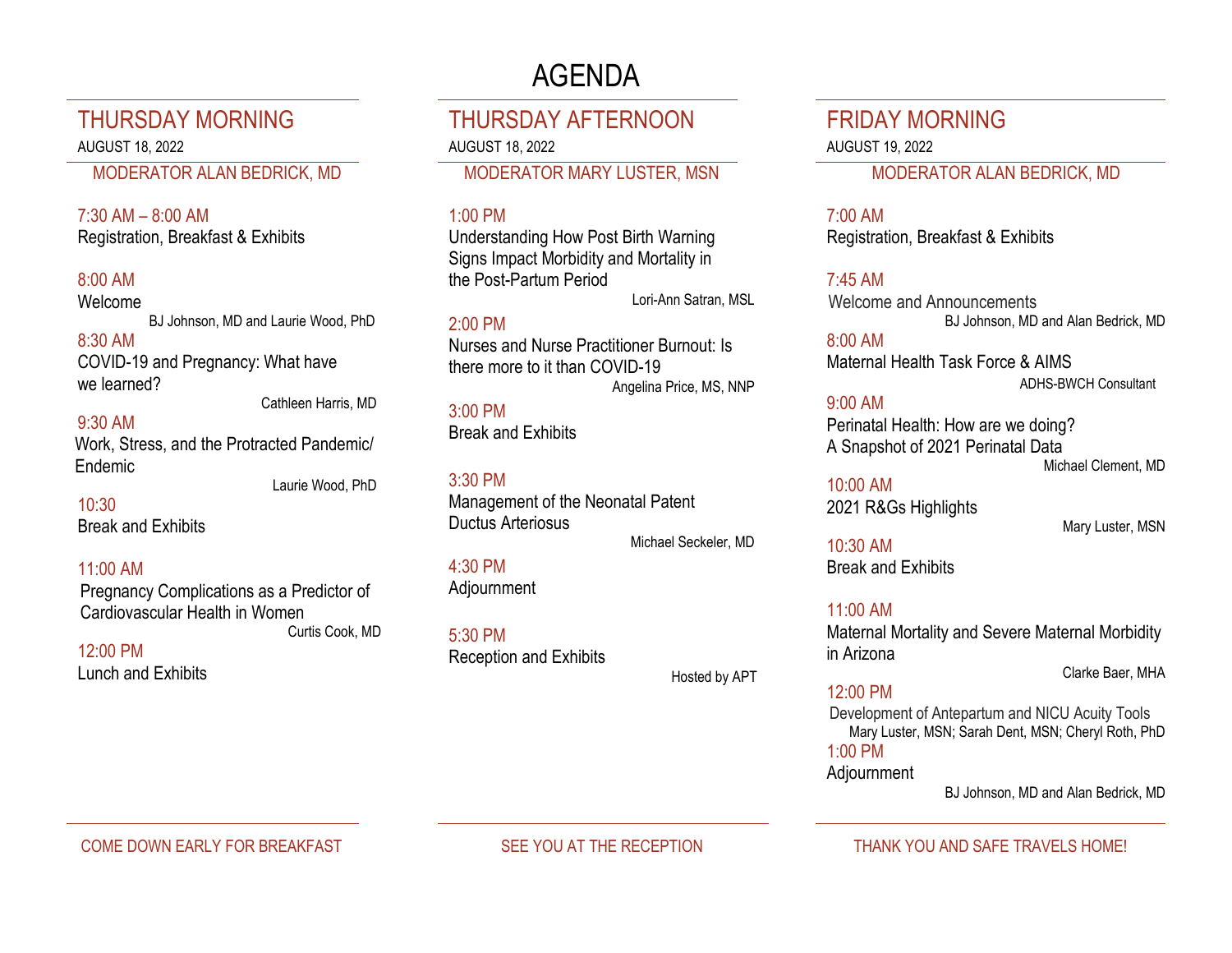# AGENDA

## THURSDAY MORNING

AUGUST 18, 2022

MODERATOR ALAN BEDRICK, MD

7:30 AM – 8:00 AM
Registration, Breakfast & Exhibits

8:00 AM
Welcome
BJ Johnson, MD and Laurie Wood, PhD

8:30 AM
COVID-19 and Pregnancy: What have we learned?
Cathleen Harris, MD

9:30 AM
Work, Stress, and the Protracted Pandemic/ Endemic
Laurie Wood, PhD

10:30
Break and Exhibits

11:00 AM
Pregnancy Complications as a Predictor of Cardiovascular Health in Women
Curtis Cook, MD

12:00 PM
Lunch and Exhibits

COME DOWN EARLY FOR BREAKFAST

## THURSDAY AFTERNOON

AUGUST 18, 2022

MODERATOR MARY LUSTER, MSN

1:00 PM
Understanding How Post Birth Warning Signs Impact Morbidity and Mortality in the Post-Partum Period
Lori-Ann Satran, MSL

2:00 PM
Nurses and Nurse Practitioner Burnout: Is there more to it than COVID-19
Angelina Price, MS, NNP

3:00 PM
Break and Exhibits

3:30 PM
Management of the Neonatal Patent Ductus Arteriosus
Michael Seckeler, MD

4:30 PM
Adjournment

5:30 PM
Reception and Exhibits
Hosted by APT

SEE YOU AT THE RECEPTION

## FRIDAY MORNING

AUGUST 19, 2022

MODERATOR ALAN BEDRICK, MD

7:00 AM
Registration, Breakfast & Exhibits

7:45 AM
Welcome and Announcements
BJ Johnson, MD and Alan Bedrick, MD

8:00 AM
Maternal Health Task Force & AIMS
ADHS-BWCH Consultant

9:00 AM
Perinatal Health: How are we doing? A Snapshot of 2021 Perinatal Data
Michael Clement, MD

10:00 AM
2021 R&Gs Highlights
Mary Luster, MSN

10:30 AM
Break and Exhibits

11:00 AM
Maternal Mortality and Severe Maternal Morbidity in Arizona
Clarke Baer, MHA

12:00 PM
Development of Antepartum and NICU Acuity Tools
Mary Luster, MSN; Sarah Dent, MSN; Cheryl Roth, PhD

1:00 PM
Adjournment
BJ Johnson, MD and Alan Bedrick, MD

THANK YOU AND SAFE TRAVELS HOME!